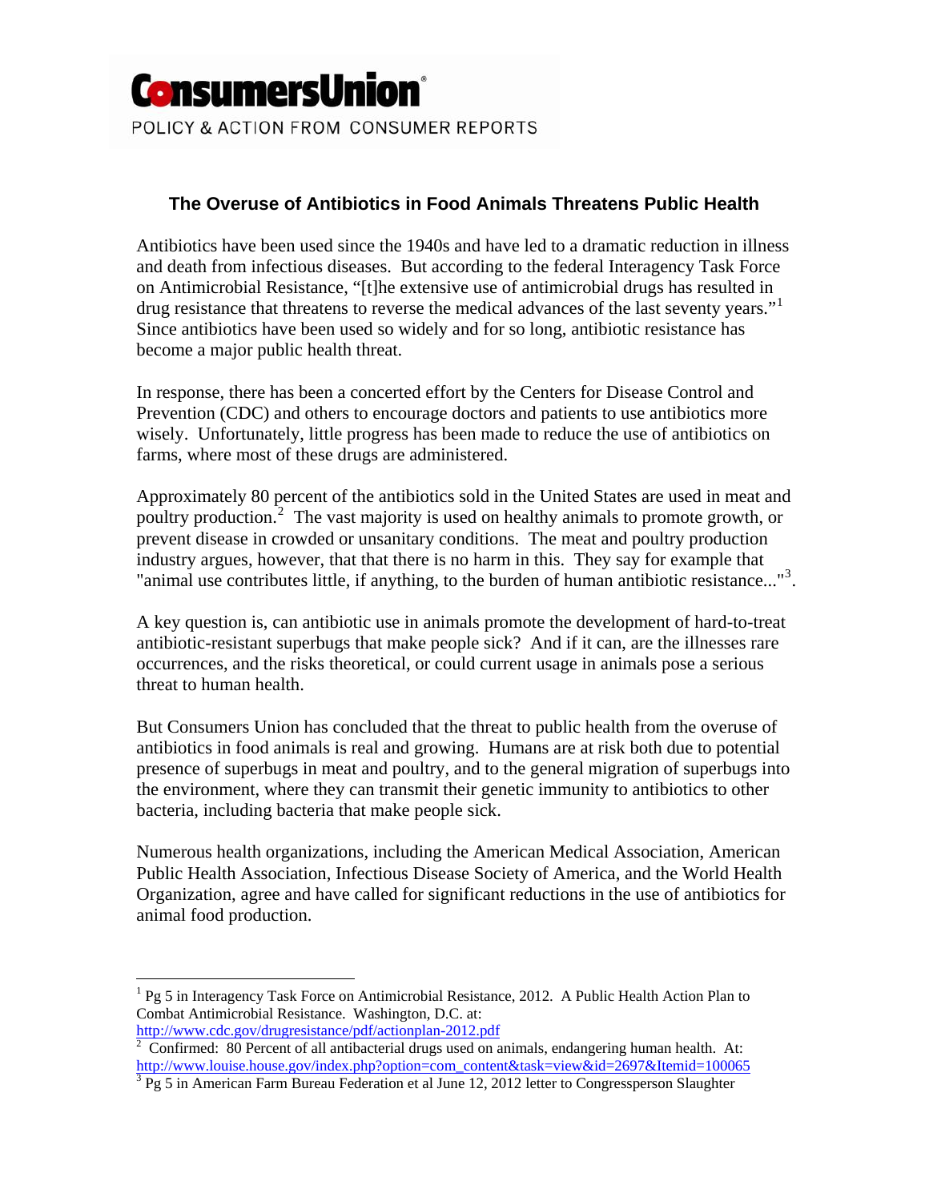ConsumersUnion®

POLICY & ACTION FROM CONSUMER REPORTS

## The Overuse of Antibiotics in Food Animals Threatens Public Health

Antibiotics have been used since the 1940s and have led to a dramatic reduction in illness and death from infectious diseases. But according to the federal Interagency Task Force on Antimicrobial Resistance, "[t]he extensive use of antimicrobial drugs has resulted in drug resistance that threatens to reverse the medical advances of the last seventy years."[1] Since antibiotics have been used so widely and for so long, antibiotic resistance has become a major public health threat.

In response, there has been a concerted effort by the Centers for Disease Control and Prevention (CDC) and others to encourage doctors and patients to use antibiotics more wisely. Unfortunately, little progress has been made to reduce the use of antibiotics on farms, where most of these drugs are administered.

Approximately 80 percent of the antibiotics sold in the United States are used in meat and poultry production.[2] The vast majority is used on healthy animals to promote growth, or prevent disease in crowded or unsanitary conditions. The meat and poultry production industry argues, however, that that there is no harm in this. They say for example that "animal use contributes little, if anything, to the burden of human antibiotic resistance..."[3].

A key question is, can antibiotic use in animals promote the development of hard-to-treat antibiotic-resistant superbugs that make people sick? And if it can, are the illnesses rare occurrences, and the risks theoretical, or could current usage in animals pose a serious threat to human health.

But Consumers Union has concluded that the threat to public health from the overuse of antibiotics in food animals is real and growing. Humans are at risk both due to potential presence of superbugs in meat and poultry, and to the general migration of superbugs into the environment, where they can transmit their genetic immunity to antibiotics to other bacteria, including bacteria that make people sick.

Numerous health organizations, including the American Medical Association, American Public Health Association, Infectious Disease Society of America, and the World Health Organization, agree and have called for significant reductions in the use of antibiotics for animal food production.

---

[1] Pg 5 in Interagency Task Force on Antimicrobial Resistance, 2012. A Public Health Action Plan to Combat Antimicrobial Resistance. Washington, D.C. at: http://www.cdc.gov/drugresistance/pdf/actionplan-2012.pdf

[2] Confirmed: 80 Percent of all antibacterial drugs used on animals, endangering human health. At: http://www.louise.house.gov/index.php?option=com_content&task=view&id=2697&Itemid=100065

[3] Pg 5 in American Farm Bureau Federation et al June 12, 2012 letter to Congressperson Slaughter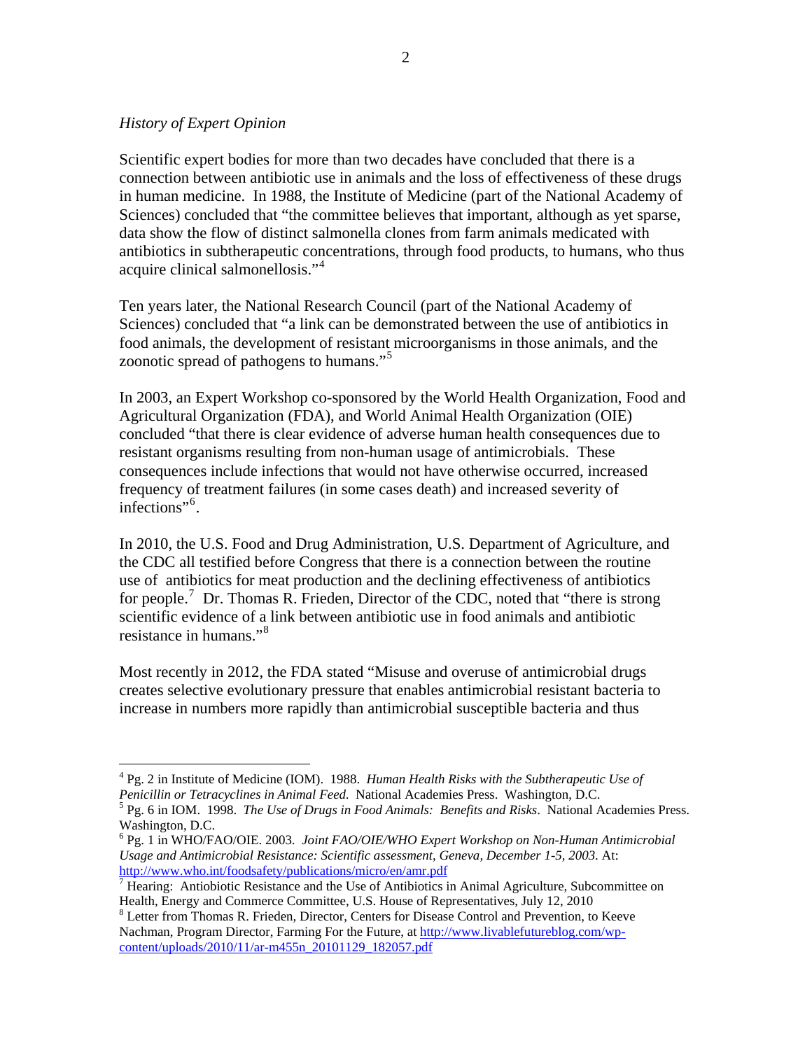*History of Expert Opinion*

Scientific expert bodies for more than two decades have concluded that there is a connection between antibiotic use in animals and the loss of effectiveness of these drugs in human medicine. In 1988, the Institute of Medicine (part of the National Academy of Sciences) concluded that "the committee believes that important, although as yet sparse, data show the flow of distinct salmonella clones from farm animals medicated with antibiotics in subtherapeutic concentrations, through food products, to humans, who thus acquire clinical salmonellosis."[4]

Ten years later, the National Research Council (part of the National Academy of Sciences) concluded that "a link can be demonstrated between the use of antibiotics in food animals, the development of resistant microorganisms in those animals, and the zoonotic spread of pathogens to humans."[5]

In 2003, an Expert Workshop co-sponsored by the World Health Organization, Food and Agricultural Organization (FDA), and World Animal Health Organization (OIE) concluded "that there is clear evidence of adverse human health consequences due to resistant organisms resulting from non-human usage of antimicrobials. These consequences include infections that would not have otherwise occurred, increased frequency of treatment failures (in some cases death) and increased severity of infections"[6].

In 2010, the U.S. Food and Drug Administration, U.S. Department of Agriculture, and the CDC all testified before Congress that there is a connection between the routine use of antibiotics for meat production and the declining effectiveness of antibiotics for people.[7] Dr. Thomas R. Frieden, Director of the CDC, noted that "there is strong scientific evidence of a link between antibiotic use in food animals and antibiotic resistance in humans."[8]

Most recently in 2012, the FDA stated "Misuse and overuse of antimicrobial drugs creates selective evolutionary pressure that enables antimicrobial resistant bacteria to increase in numbers more rapidly than antimicrobial susceptible bacteria and thus

---

[4] Pg. 2 in Institute of Medicine (IOM). 1988. *Human Health Risks with the Subtherapeutic Use of Penicillin or Tetracyclines in Animal Feed.* National Academies Press. Washington, D.C.

[5] Pg. 6 in IOM. 1998. *The Use of Drugs in Food Animals: Benefits and Risks*. National Academies Press. Washington, D.C.

[6] Pg. 1 in WHO/FAO/OIE. 2003. *Joint FAO/OIE/WHO Expert Workshop on Non-Human Antimicrobial Usage and Antimicrobial Resistance: Scientific assessment, Geneva, December 1-5, 2003.* At: http://www.who.int/foodsafety/publications/micro/en/amr.pdf

[7] Hearing: Antiobiotic Resistance and the Use of Antibiotics in Animal Agriculture, Subcommittee on Health, Energy and Commerce Committee, U.S. House of Representatives, July 12, 2010

[8] Letter from Thomas R. Frieden, Director, Centers for Disease Control and Prevention, to Keeve Nachman, Program Director, Farming For the Future, at http://www.livablefutureblog.com/wp-content/uploads/2010/11/ar-m455n_20101129_182057.pdf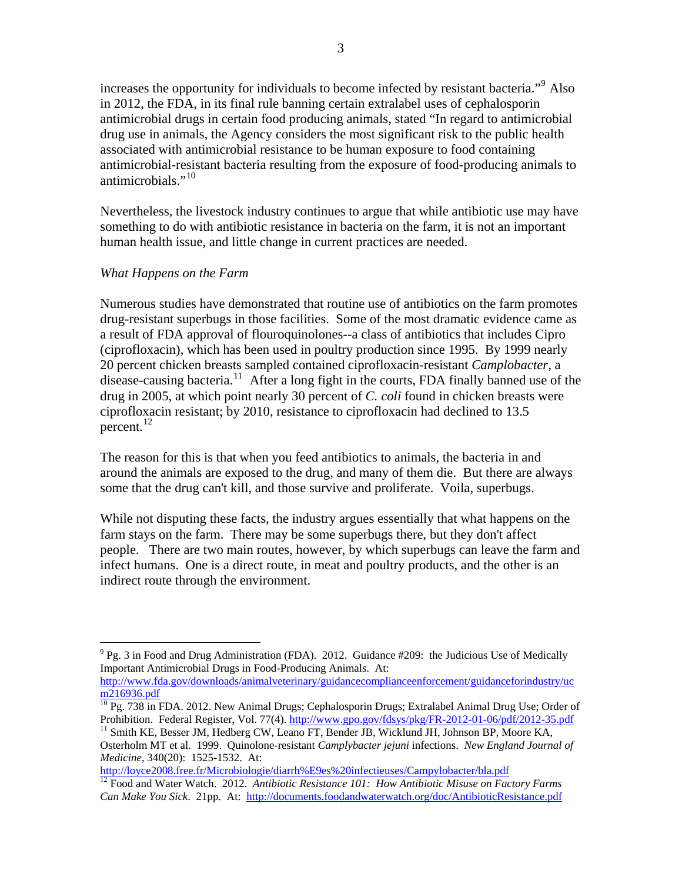increases the opportunity for individuals to become infected by resistant bacteria."[9] Also in 2012, the FDA, in its final rule banning certain extralabel uses of cephalosporin antimicrobial drugs in certain food producing animals, stated "In regard to antimicrobial drug use in animals, the Agency considers the most significant risk to the public health associated with antimicrobial resistance to be human exposure to food containing antimicrobial-resistant bacteria resulting from the exposure of food-producing animals to antimicrobials."[10]

Nevertheless, the livestock industry continues to argue that while antibiotic use may have something to do with antibiotic resistance in bacteria on the farm, it is not an important human health issue, and little change in current practices are needed.

*What Happens on the Farm*

Numerous studies have demonstrated that routine use of antibiotics on the farm promotes drug-resistant superbugs in those facilities. Some of the most dramatic evidence came as a result of FDA approval of flouroquinolones--a class of antibiotics that includes Cipro (ciprofloxacin), which has been used in poultry production since 1995. By 1999 nearly 20 percent chicken breasts sampled contained ciprofloxacin-resistant *Camplobacter*, a disease-causing bacteria.[11] After a long fight in the courts, FDA finally banned use of the drug in 2005, at which point nearly 30 percent of *C. coli* found in chicken breasts were ciprofloxacin resistant; by 2010, resistance to ciprofloxacin had declined to 13.5 percent.[12]

The reason for this is that when you feed antibiotics to animals, the bacteria in and around the animals are exposed to the drug, and many of them die. But there are always some that the drug can't kill, and those survive and proliferate. Voila, superbugs.

While not disputing these facts, the industry argues essentially that what happens on the farm stays on the farm. There may be some superbugs there, but they don't affect people. There are two main routes, however, by which superbugs can leave the farm and infect humans. One is a direct route, in meat and poultry products, and the other is an indirect route through the environment.

---

[9] Pg. 3 in Food and Drug Administration (FDA). 2012. Guidance #209: the Judicious Use of Medically Important Antimicrobial Drugs in Food-Producing Animals. At: http://www.fda.gov/downloads/animalveterinary/guidancecomplianceenforcement/guidanceforindustry/ucm216936.pdf

[10] Pg. 738 in FDA. 2012. New Animal Drugs; Cephalosporin Drugs; Extralabel Animal Drug Use; Order of Prohibition. Federal Register, Vol. 77(4). http://www.gpo.gov/fdsys/pkg/FR-2012-01-06/pdf/2012-35.pdf

[11] Smith KE, Besser JM, Hedberg CW, Leano FT, Bender JB, Wicklund JH, Johnson BP, Moore KA, Osterholm MT et al. 1999. Quinolone-resistant *Camplybacter jejuni* infections. *New England Journal of Medicine*, 340(20): 1525-1532. At: http://loyce2008.free.fr/Microbiologie/diarrh%E9es%20infectieuses/Campylobacter/bla.pdf

[12] Food and Water Watch. 2012. *Antibiotic Resistance 101: How Antibiotic Misuse on Factory Farms Can Make You Sick*. 21pp. At: http://documents.foodandwaterwatch.org/doc/AntibioticResistance.pdf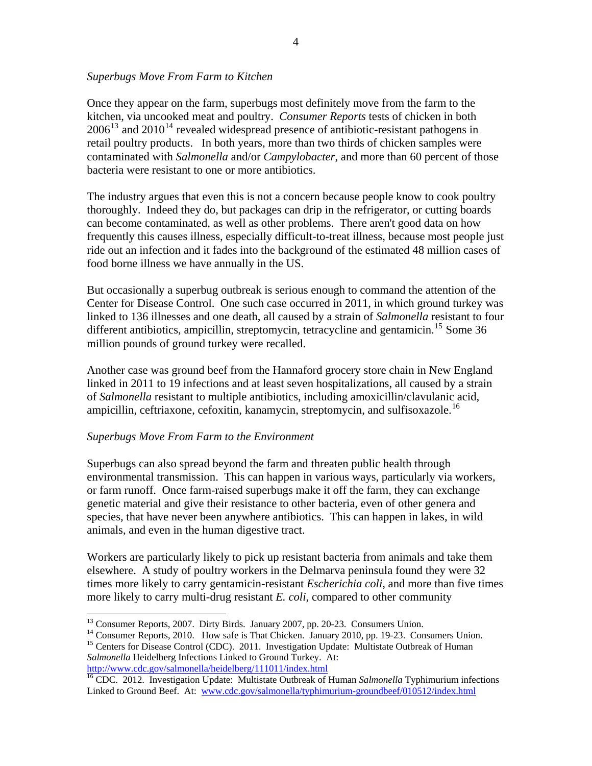*Superbugs Move From Farm to Kitchen*

Once they appear on the farm, superbugs most definitely move from the farm to the kitchen, via uncooked meat and poultry. *Consumer Reports* tests of chicken in both 2006[13] and 2010[14] revealed widespread presence of antibiotic-resistant pathogens in retail poultry products. In both years, more than two thirds of chicken samples were contaminated with *Salmonella* and/or *Campylobacter*, and more than 60 percent of those bacteria were resistant to one or more antibiotics.

The industry argues that even this is not a concern because people know to cook poultry thoroughly. Indeed they do, but packages can drip in the refrigerator, or cutting boards can become contaminated, as well as other problems. There aren't good data on how frequently this causes illness, especially difficult-to-treat illness, because most people just ride out an infection and it fades into the background of the estimated 48 million cases of food borne illness we have annually in the US.

But occasionally a superbug outbreak is serious enough to command the attention of the Center for Disease Control. One such case occurred in 2011, in which ground turkey was linked to 136 illnesses and one death, all caused by a strain of *Salmonella* resistant to four different antibiotics, ampicillin, streptomycin, tetracycline and gentamicin.[15] Some 36 million pounds of ground turkey were recalled.

Another case was ground beef from the Hannaford grocery store chain in New England linked in 2011 to 19 infections and at least seven hospitalizations, all caused by a strain of *Salmonella* resistant to multiple antibiotics, including amoxicillin/clavulanic acid, ampicillin, ceftriaxone, cefoxitin, kanamycin, streptomycin, and sulfisoxazole.[16]

*Superbugs Move From Farm to the Environment*

Superbugs can also spread beyond the farm and threaten public health through environmental transmission. This can happen in various ways, particularly via workers, or farm runoff. Once farm-raised superbugs make it off the farm, they can exchange genetic material and give their resistance to other bacteria, even of other genera and species, that have never been anywhere antibiotics. This can happen in lakes, in wild animals, and even in the human digestive tract.

Workers are particularly likely to pick up resistant bacteria from animals and take them elsewhere. A study of poultry workers in the Delmarva peninsula found they were 32 times more likely to carry gentamicin-resistant *Escherichia coli*, and more than five times more likely to carry multi-drug resistant *E. coli*, compared to other community

---

[13] Consumer Reports, 2007. Dirty Birds. January 2007, pp. 20-23. Consumers Union.

[14] Consumer Reports, 2010. How safe is That Chicken. January 2010, pp. 19-23. Consumers Union.

[15] Centers for Disease Control (CDC). 2011. Investigation Update: Multistate Outbreak of Human *Salmonella* Heidelberg Infections Linked to Ground Turkey. At: http://www.cdc.gov/salmonella/heidelberg/111011/index.html

[16] CDC. 2012. Investigation Update: Multistate Outbreak of Human *Salmonella* Typhimurium infections Linked to Ground Beef. At: www.cdc.gov/salmonella/typhimurium-groundbeef/010512/index.html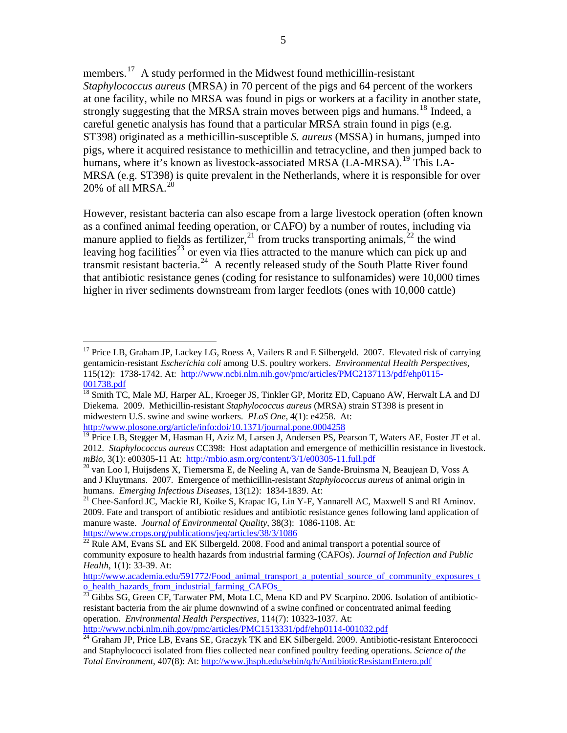members.[17] A study performed in the Midwest found methicillin-resistant *Staphylococcus aureus* (MRSA) in 70 percent of the pigs and 64 percent of the workers at one facility, while no MRSA was found in pigs or workers at a facility in another state, strongly suggesting that the MRSA strain moves between pigs and humans.[18] Indeed, a careful genetic analysis has found that a particular MRSA strain found in pigs (e.g. ST398) originated as a methicillin-susceptible *S. aureus* (MSSA) in humans, jumped into pigs, where it acquired resistance to methicillin and tetracycline, and then jumped back to humans, where it's known as livestock-associated MRSA (LA-MRSA).[19] This LA-MRSA (e.g. ST398) is quite prevalent in the Netherlands, where it is responsible for over 20% of all MRSA.[20]

However, resistant bacteria can also escape from a large livestock operation (often known as a confined animal feeding operation, or CAFO) by a number of routes, including via manure applied to fields as fertilizer,[21] from trucks transporting animals,[22] the wind leaving hog facilities[23] or even via flies attracted to the manure which can pick up and transmit resistant bacteria.[24] A recently released study of the South Platte River found that antibiotic resistance genes (coding for resistance to sulfonamides) were 10,000 times higher in river sediments downstream from larger feedlots (ones with 10,000 cattle)

---

[17] Price LB, Graham JP, Lackey LG, Roess A, Vailers R and E Silbergeld. 2007. Elevated risk of carrying gentamicin-resistant *Escherichia coli* among U.S. poultry workers. *Environmental Health Perspectives*, 115(12): 1738-1742. At: http://www.ncbi.nlm.nih.gov/pmc/articles/PMC2137113/pdf/ehp0115-001738.pdf

[18] Smith TC, Male MJ, Harper AL, Kroeger JS, Tinkler GP, Moritz ED, Capuano AW, Herwalt LA and DJ Diekema. 2009. Methicillin-resistant *Staphylococcus aureus* (MRSA) strain ST398 is present in midwestern U.S. swine and swine workers. *PLoS One*, 4(1): e4258. At: http://www.plosone.org/article/info:doi/10.1371/journal.pone.0004258

[19] Price LB, Stegger M, Hasman H, Aziz M, Larsen J, Andersen PS, Pearson T, Waters AE, Foster JT et al. 2012. *Staphylococcus aureus* CC398: Host adaptation and emergence of methicillin resistance in livestock. *mBio*, 3(1): e00305-11 At: http://mbio.asm.org/content/3/1/e00305-11.full.pdf

[20] van Loo I, Huijsdens X, Tiemersma E, de Neeling A, van de Sande-Bruinsma N, Beaujean D, Voss A and J Kluytmans. 2007. Emergence of methicillin-resistant *Staphylococcus aureus* of animal origin in humans. *Emerging Infectious Diseases*, 13(12): 1834-1839. At:

[21] Chee-Sanford JC, Mackie RI, Koike S, Krapac IG, Lin Y-F, Yannarell AC, Maxwell S and RI Aminov. 2009. Fate and transport of antibiotic residues and antibiotic resistance genes following land application of manure waste. *Journal of Environmental Quality*, 38(3): 1086-1108. At: https://www.crops.org/publications/jeq/articles/38/3/1086

[22] Rule AM, Evans SL and EK Silbergeld. 2008. Food and animal transport a potential source of community exposure to health hazards from industrial farming (CAFOs). *Journal of Infection and Public Health*, 1(1): 33-39. At: http://www.academia.edu/591772/Food_animal_transport_a_potential_source_of_community_exposures_to_health_hazards_from_industrial_farming_CAFOs_

[23] Gibbs SG, Green CF, Tarwater PM, Mota LC, Mena KD and PV Scarpino. 2006. Isolation of antibiotic-resistant bacteria from the air plume downwind of a swine confined or concentrated animal feeding operation. *Environmental Health Perspectives*, 114(7): 10323-1037. At: http://www.ncbi.nlm.nih.gov/pmc/articles/PMC1513331/pdf/ehp0114-001032.pdf

[24] Graham JP, Price LB, Evans SE, Graczyk TK and EK Silbergeld. 2009. Antibiotic-resistant Enterococci and Staphylococci isolated from flies collected near confined poultry feeding operations. *Science of the Total Environment*, 407(8): At: http://www.jhsph.edu/sebin/q/h/AntibioticResistantEntero.pdf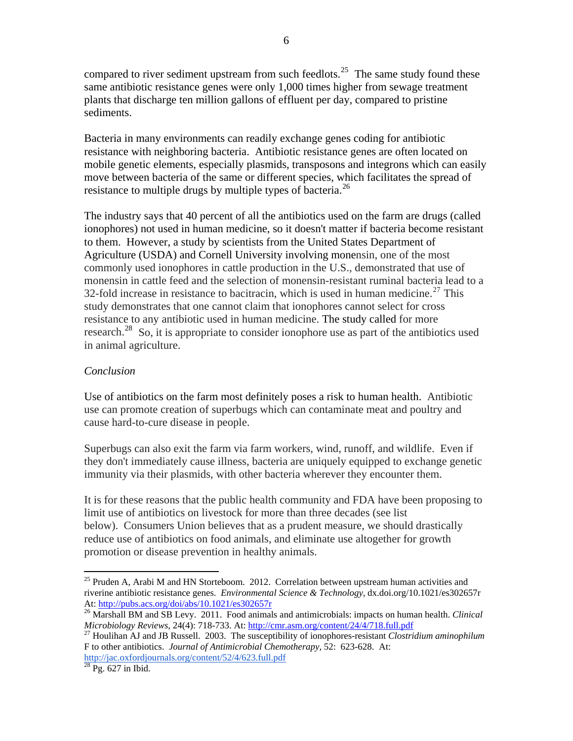compared to river sediment upstream from such feedlots.[25] The same study found these same antibiotic resistance genes were only 1,000 times higher from sewage treatment plants that discharge ten million gallons of effluent per day, compared to pristine sediments.

Bacteria in many environments can readily exchange genes coding for antibiotic resistance with neighboring bacteria. Antibiotic resistance genes are often located on mobile genetic elements, especially plasmids, transposons and integrons which can easily move between bacteria of the same or different species, which facilitates the spread of resistance to multiple drugs by multiple types of bacteria.[26]

The industry says that 40 percent of all the antibiotics used on the farm are drugs (called ionophores) not used in human medicine, so it doesn't matter if bacteria become resistant to them. However, a study by scientists from the United States Department of Agriculture (USDA) and Cornell University involving monensin, one of the most commonly used ionophores in cattle production in the U.S., demonstrated that use of monensin in cattle feed and the selection of monensin-resistant ruminal bacteria lead to a 32-fold increase in resistance to bacitracin, which is used in human medicine.[27] This study demonstrates that one cannot claim that ionophores cannot select for cross resistance to any antibiotic used in human medicine. The study called for more research.[28] So, it is appropriate to consider ionophore use as part of the antibiotics used in animal agriculture.

*Conclusion*

Use of antibiotics on the farm most definitely poses a risk to human health. Antibiotic use can promote creation of superbugs which can contaminate meat and poultry and cause hard-to-cure disease in people.

Superbugs can also exit the farm via farm workers, wind, runoff, and wildlife. Even if they don't immediately cause illness, bacteria are uniquely equipped to exchange genetic immunity via their plasmids, with other bacteria wherever they encounter them.

It is for these reasons that the public health community and FDA have been proposing to limit use of antibiotics on livestock for more than three decades (see list below). Consumers Union believes that as a prudent measure, we should drastically reduce use of antibiotics on food animals, and eliminate use altogether for growth promotion or disease prevention in healthy animals.

---

[25] Pruden A, Arabi M and HN Storteboom. 2012. Correlation between upstream human activities and riverine antibiotic resistance genes. *Environmental Science & Technology*, dx.doi.org/10.1021/es302657r At: http://pubs.acs.org/doi/abs/10.1021/es302657r

[26] Marshall BM and SB Levy. 2011. Food animals and antimicrobials: impacts on human health. *Clinical Microbiology Reviews*, 24(4): 718-733. At: http://cmr.asm.org/content/24/4/718.full.pdf

[27] Houlihan AJ and JB Russell. 2003. The susceptibility of ionophores-resistant *Clostridium aminophilum* F to other antibiotics. *Journal of Antimicrobial Chemotherapy*, 52: 623-628. At: http://jac.oxfordjournals.org/content/52/4/623.full.pdf

[28] Pg. 627 in Ibid.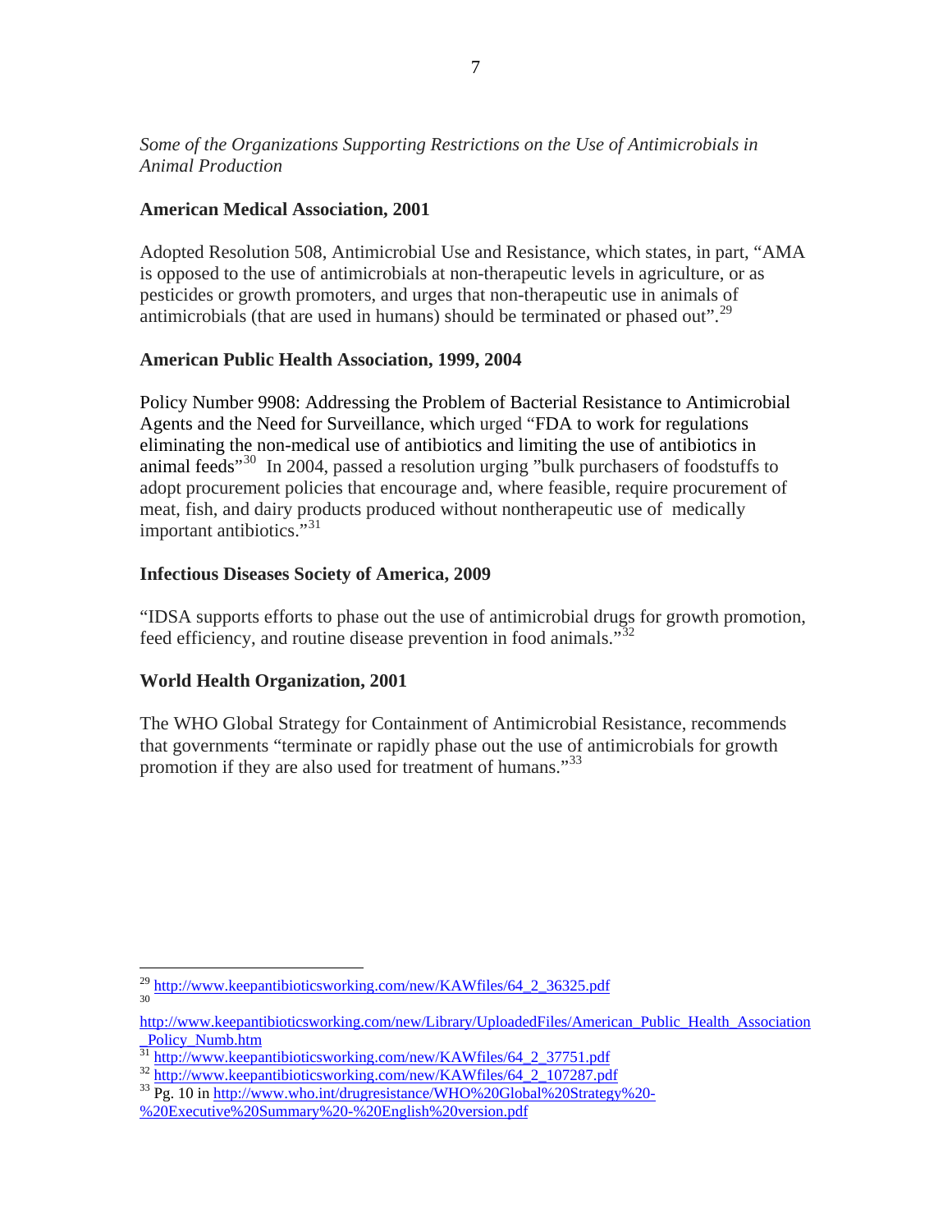*Some of the Organizations Supporting Restrictions on the Use of Antimicrobials in Animal Production*

**American Medical Association, 2001**

Adopted Resolution 508, Antimicrobial Use and Resistance, which states, in part, "AMA is opposed to the use of antimicrobials at non-therapeutic levels in agriculture, or as pesticides or growth promoters, and urges that non-therapeutic use in animals of antimicrobials (that are used in humans) should be terminated or phased out".[29]

**American Public Health Association, 1999, 2004**

Policy Number 9908: Addressing the Problem of Bacterial Resistance to Antimicrobial Agents and the Need for Surveillance, which urged "FDA to work for regulations eliminating the non-medical use of antibiotics and limiting the use of antibiotics in animal feeds"[30] In 2004, passed a resolution urging "bulk purchasers of foodstuffs to adopt procurement policies that encourage and, where feasible, require procurement of meat, fish, and dairy products produced without nontherapeutic use of medically important antibiotics."[31]

**Infectious Diseases Society of America, 2009**

"IDSA supports efforts to phase out the use of antimicrobial drugs for growth promotion, feed efficiency, and routine disease prevention in food animals."[32]

**World Health Organization, 2001**

The WHO Global Strategy for Containment of Antimicrobial Resistance, recommends that governments "terminate or rapidly phase out the use of antimicrobials for growth promotion if they are also used for treatment of humans."[33]

---

[29] http://www.keepantibioticsworking.com/new/KAWfiles/64_2_36325.pdf

[30] http://www.keepantibioticsworking.com/new/Library/UploadedFiles/American_Public_Health_Association_Policy_Numb.htm

[31] http://www.keepantibioticsworking.com/new/KAWfiles/64_2_37751.pdf

[32] http://www.keepantibioticsworking.com/new/KAWfiles/64_2_107287.pdf

[33] Pg. 10 in http://www.who.int/drugresistance/WHO%20Global%20Strategy%20-%20Executive%20Summary%20-%20English%20version.pdf